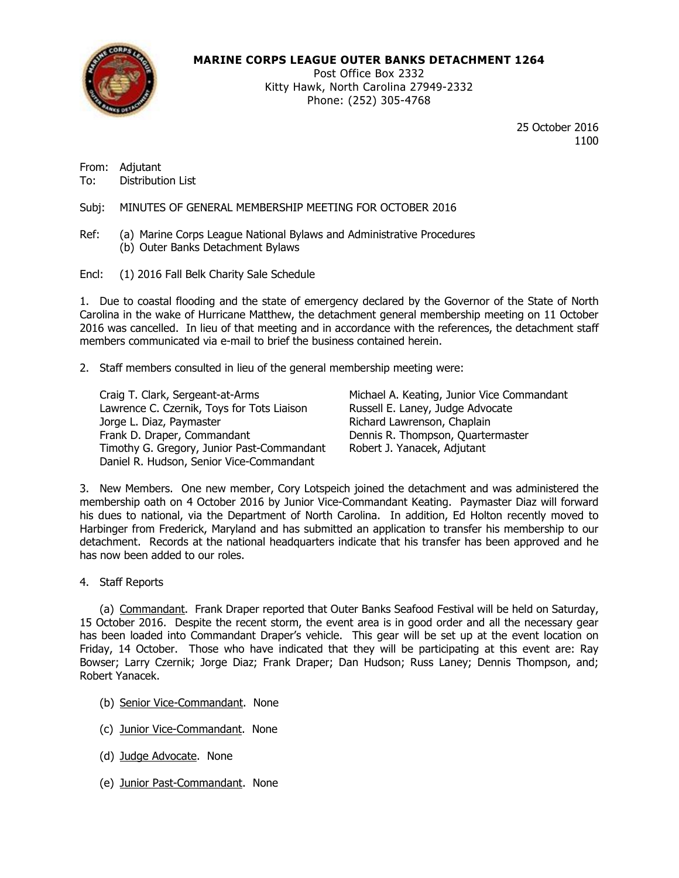**MARINE CORPS LEAGUE OUTER BANKS DETACHMENT 1264**
Post Office Box 2332
Kitty Hawk, North Carolina 27949-2332
Phone: (252) 305-4768

25 October 2016
1100

From: Adjutant
To: Distribution List

Subj: MINUTES OF GENERAL MEMBERSHIP MEETING FOR OCTOBER 2016

Ref: (a) Marine Corps League National Bylaws and Administrative Procedures
(b) Outer Banks Detachment Bylaws

Encl: (1) 2016 Fall Belk Charity Sale Schedule

1. Due to coastal flooding and the state of emergency declared by the Governor of the State of North Carolina in the wake of Hurricane Matthew, the detachment general membership meeting on 11 October 2016 was cancelled. In lieu of that meeting and in accordance with the references, the detachment staff members communicated via e-mail to brief the business contained herein.

2. Staff members consulted in lieu of the general membership meeting were:

Craig T. Clark, Sergeant-at-Arms
Lawrence C. Czernik, Toys for Tots Liaison
Jorge L. Diaz, Paymaster
Frank D. Draper, Commandant
Timothy G. Gregory, Junior Past-Commandant
Daniel R. Hudson, Senior Vice-Commandant
Michael A. Keating, Junior Vice Commandant
Russell E. Laney, Judge Advocate
Richard Lawrenson, Chaplain
Dennis R. Thompson, Quartermaster
Robert J. Yanacek, Adjutant

3. New Members. One new member, Cory Lotspeich joined the detachment and was administered the membership oath on 4 October 2016 by Junior Vice-Commandant Keating. Paymaster Diaz will forward his dues to national, via the Department of North Carolina. In addition, Ed Holton recently moved to Harbinger from Frederick, Maryland and has submitted an application to transfer his membership to our detachment. Records at the national headquarters indicate that his transfer has been approved and he has now been added to our roles.

4. Staff Reports

(a) Commandant. Frank Draper reported that Outer Banks Seafood Festival will be held on Saturday, 15 October 2016. Despite the recent storm, the event area is in good order and all the necessary gear has been loaded into Commandant Draper's vehicle. This gear will be set up at the event location on Friday, 14 October. Those who have indicated that they will be participating at this event are: Ray Bowser; Larry Czernik; Jorge Diaz; Frank Draper; Dan Hudson; Russ Laney; Dennis Thompson, and; Robert Yanacek.

(b) Senior Vice-Commandant. None

(c) Junior Vice-Commandant. None

(d) Judge Advocate. None

(e) Junior Past-Commandant. None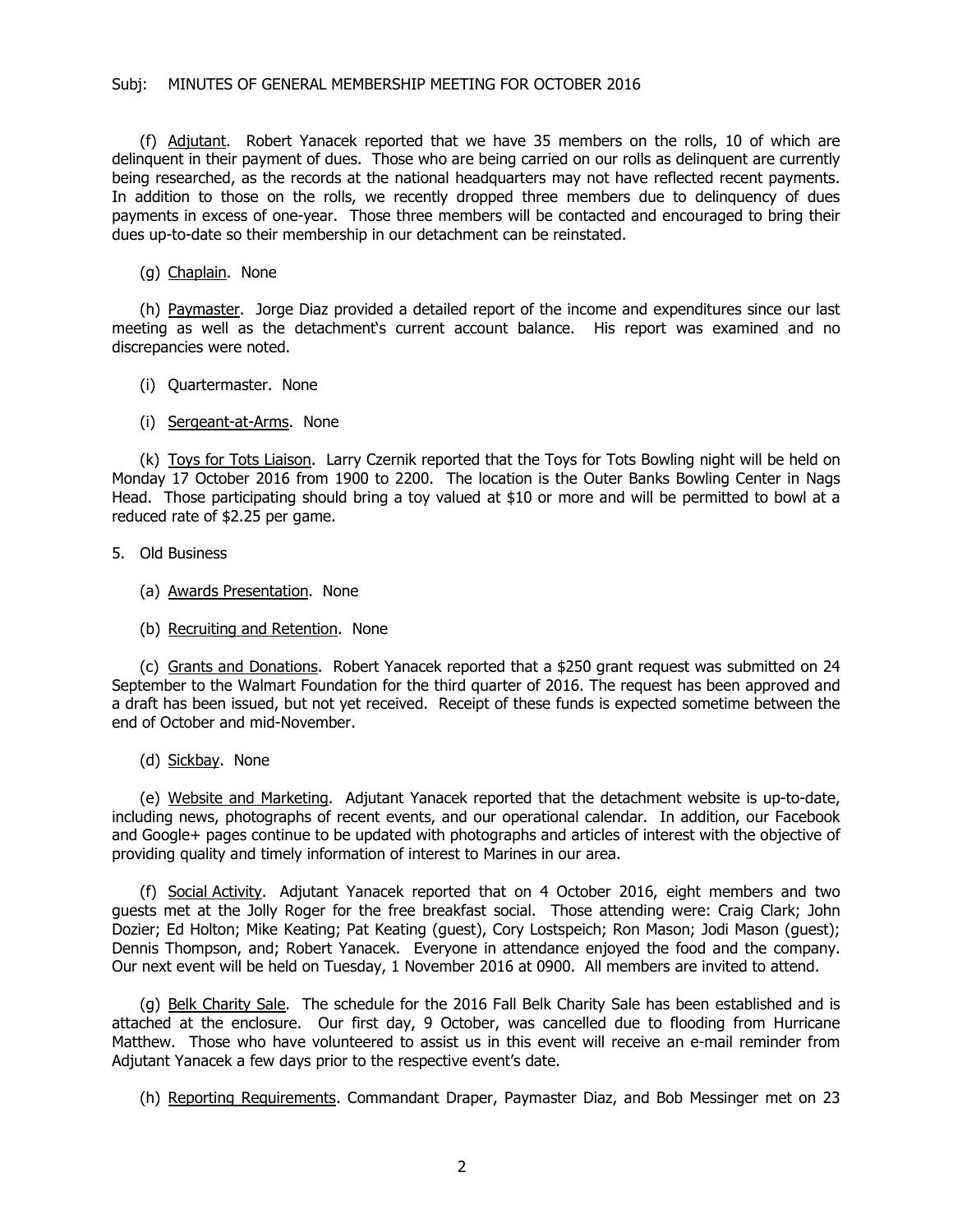Subj: MINUTES OF GENERAL MEMBERSHIP MEETING FOR OCTOBER 2016

(f) Adjutant. Robert Yanacek reported that we have 35 members on the rolls, 10 of which are delinquent in their payment of dues. Those who are being carried on our rolls as delinquent are currently being researched, as the records at the national headquarters may not have reflected recent payments. In addition to those on the rolls, we recently dropped three members due to delinquency of dues payments in excess of one-year. Those three members will be contacted and encouraged to bring their dues up-to-date so their membership in our detachment can be reinstated.

(g) Chaplain. None

(h) Paymaster. Jorge Diaz provided a detailed report of the income and expenditures since our last meeting as well as the detachment's current account balance. His report was examined and no discrepancies were noted.

(i) Quartermaster. None

(i) Sergeant-at-Arms. None

(k) Toys for Tots Liaison. Larry Czernik reported that the Toys for Tots Bowling night will be held on Monday 17 October 2016 from 1900 to 2200. The location is the Outer Banks Bowling Center in Nags Head. Those participating should bring a toy valued at $10 or more and will be permitted to bowl at a reduced rate of $2.25 per game.

5. Old Business

(a) Awards Presentation. None

(b) Recruiting and Retention. None

(c) Grants and Donations. Robert Yanacek reported that a $250 grant request was submitted on 24 September to the Walmart Foundation for the third quarter of 2016. The request has been approved and a draft has been issued, but not yet received. Receipt of these funds is expected sometime between the end of October and mid-November.

(d) Sickbay. None

(e) Website and Marketing. Adjutant Yanacek reported that the detachment website is up-to-date, including news, photographs of recent events, and our operational calendar. In addition, our Facebook and Google+ pages continue to be updated with photographs and articles of interest with the objective of providing quality and timely information of interest to Marines in our area.

(f) Social Activity. Adjutant Yanacek reported that on 4 October 2016, eight members and two guests met at the Jolly Roger for the free breakfast social. Those attending were: Craig Clark; John Dozier; Ed Holton; Mike Keating; Pat Keating (guest), Cory Lostspeich; Ron Mason; Jodi Mason (guest); Dennis Thompson, and; Robert Yanacek. Everyone in attendance enjoyed the food and the company. Our next event will be held on Tuesday, 1 November 2016 at 0900. All members are invited to attend.

(g) Belk Charity Sale. The schedule for the 2016 Fall Belk Charity Sale has been established and is attached at the enclosure. Our first day, 9 October, was cancelled due to flooding from Hurricane Matthew. Those who have volunteered to assist us in this event will receive an e-mail reminder from Adjutant Yanacek a few days prior to the respective event's date.

(h) Reporting Requirements. Commandant Draper, Paymaster Diaz, and Bob Messinger met on 23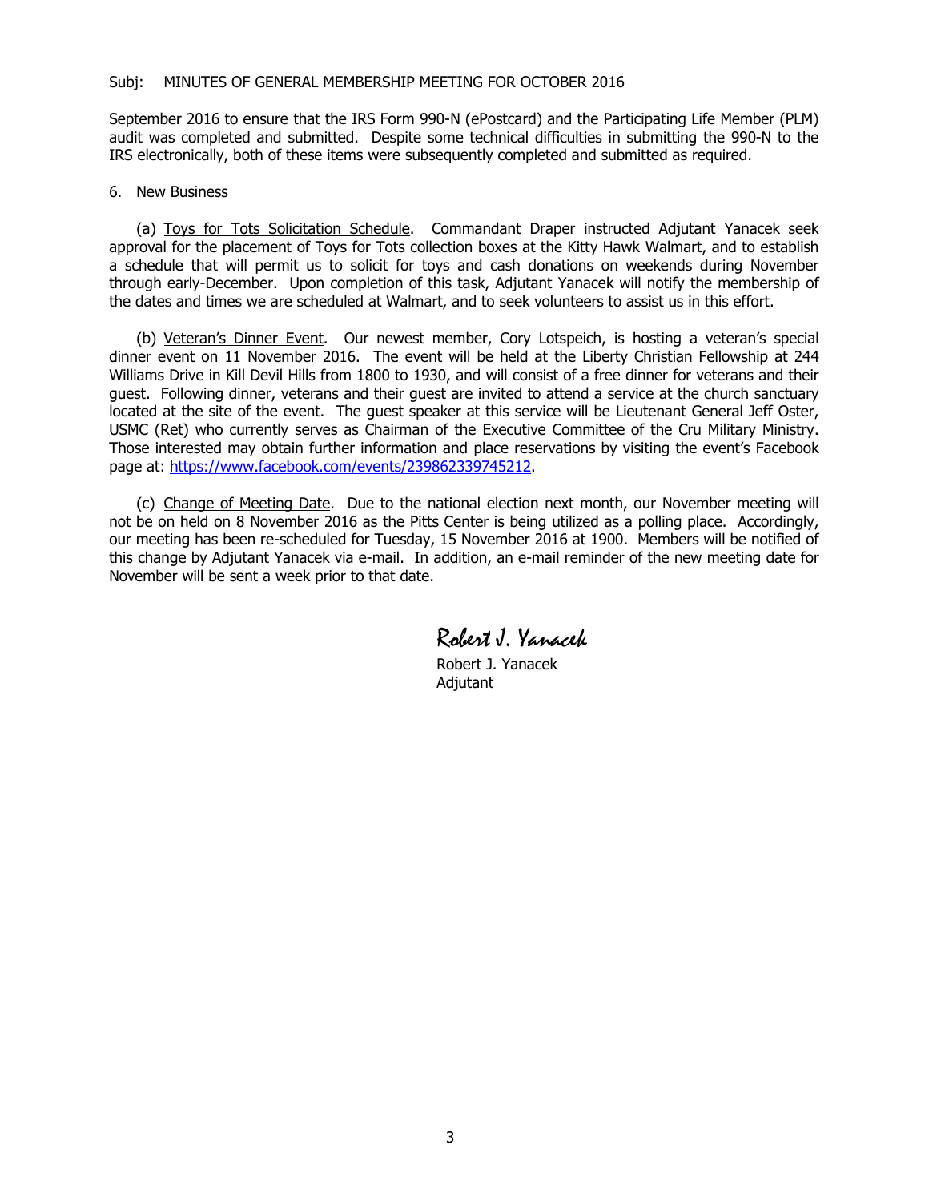Subj: MINUTES OF GENERAL MEMBERSHIP MEETING FOR OCTOBER 2016

September 2016 to ensure that the IRS Form 990-N (ePostcard) and the Participating Life Member (PLM) audit was completed and submitted. Despite some technical difficulties in submitting the 990-N to the IRS electronically, both of these items were subsequently completed and submitted as required.

6. New Business

(a) Toys for Tots Solicitation Schedule. Commandant Draper instructed Adjutant Yanacek seek approval for the placement of Toys for Tots collection boxes at the Kitty Hawk Walmart, and to establish a schedule that will permit us to solicit for toys and cash donations on weekends during November through early-December. Upon completion of this task, Adjutant Yanacek will notify the membership of the dates and times we are scheduled at Walmart, and to seek volunteers to assist us in this effort.

(b) Veteran's Dinner Event. Our newest member, Cory Lotspeich, is hosting a veteran's special dinner event on 11 November 2016. The event will be held at the Liberty Christian Fellowship at 244 Williams Drive in Kill Devil Hills from 1800 to 1930, and will consist of a free dinner for veterans and their guest. Following dinner, veterans and their guest are invited to attend a service at the church sanctuary located at the site of the event. The guest speaker at this service will be Lieutenant General Jeff Oster, USMC (Ret) who currently serves as Chairman of the Executive Committee of the Cru Military Ministry. Those interested may obtain further information and place reservations by visiting the event's Facebook page at: https://www.facebook.com/events/239862339745212.

(c) Change of Meeting Date. Due to the national election next month, our November meeting will not be on held on 8 November 2016 as the Pitts Center is being utilized as a polling place. Accordingly, our meeting has been re-scheduled for Tuesday, 15 November 2016 at 1900. Members will be notified of this change by Adjutant Yanacek via e-mail. In addition, an e-mail reminder of the new meeting date for November will be sent a week prior to that date.

*Robert J. Yanacek*

Robert J. Yanacek
Adjutant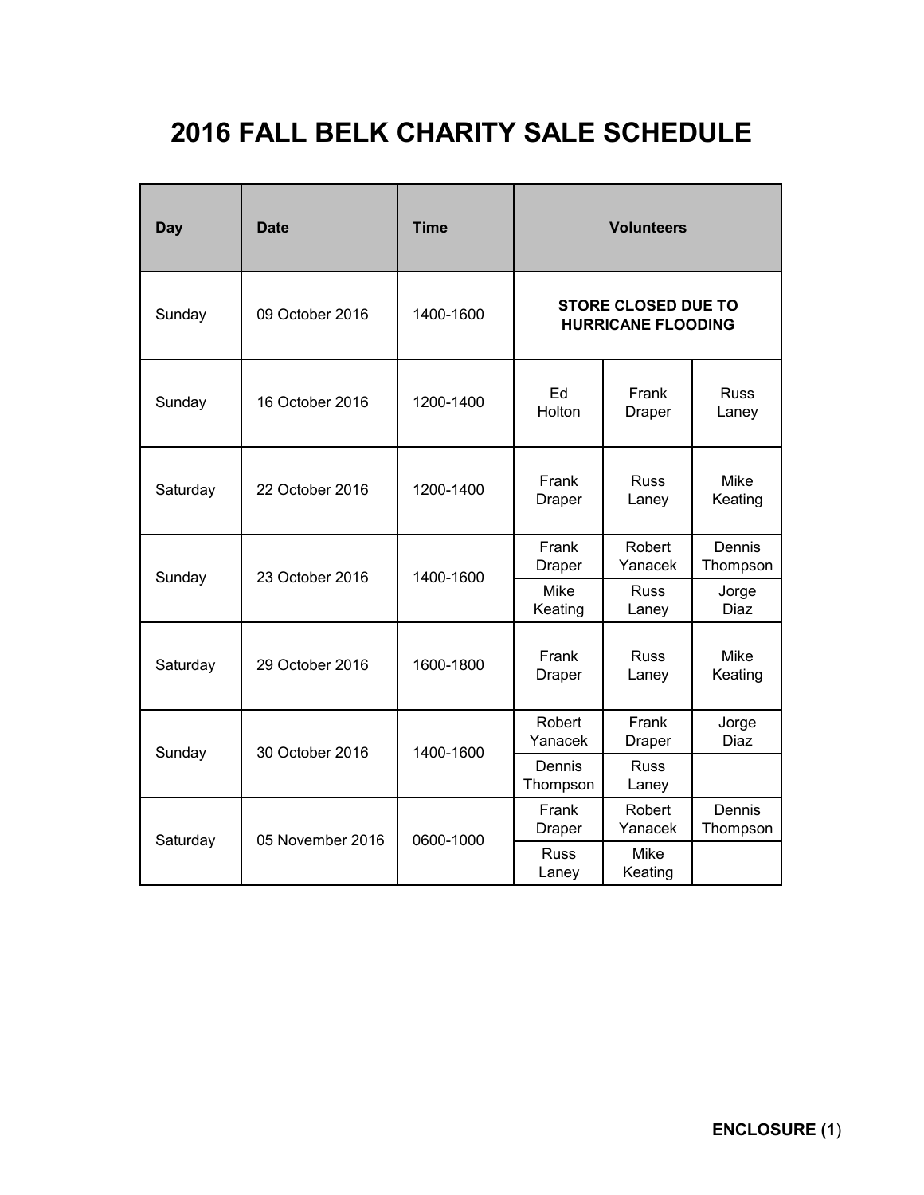# 2016 FALL BELK CHARITY SALE SCHEDULE

| Day | Date | Time | Volunteers | | |
|---|---|---|---|---|---|
| Sunday | 09 October 2016 | 1400-1600 | **STORE CLOSED DUE TO HURRICANE FLOODING** | | |
| Sunday | 16 October 2016 | 1200-1400 | Ed Holton | Frank Draper | Russ Laney |
| Saturday | 22 October 2016 | 1200-1400 | Frank Draper | Russ Laney | Mike Keating |
| Sunday | 23 October 2016 | 1400-1600 | Frank Draper | Robert Yanacek | Dennis Thompson |
| | | | Mike Keating | Russ Laney | Jorge Diaz |
| Saturday | 29 October 2016 | 1600-1800 | Frank Draper | Russ Laney | Mike Keating |
| Sunday | 30 October 2016 | 1400-1600 | Robert Yanacek | Frank Draper | Jorge Diaz |
| | | | Dennis Thompson | Russ Laney | |
| Saturday | 05 November 2016 | 0600-1000 | Frank Draper | Robert Yanacek | Dennis Thompson |
| | | | Russ Laney | Mike Keating | |

**ENCLOSURE (1**)